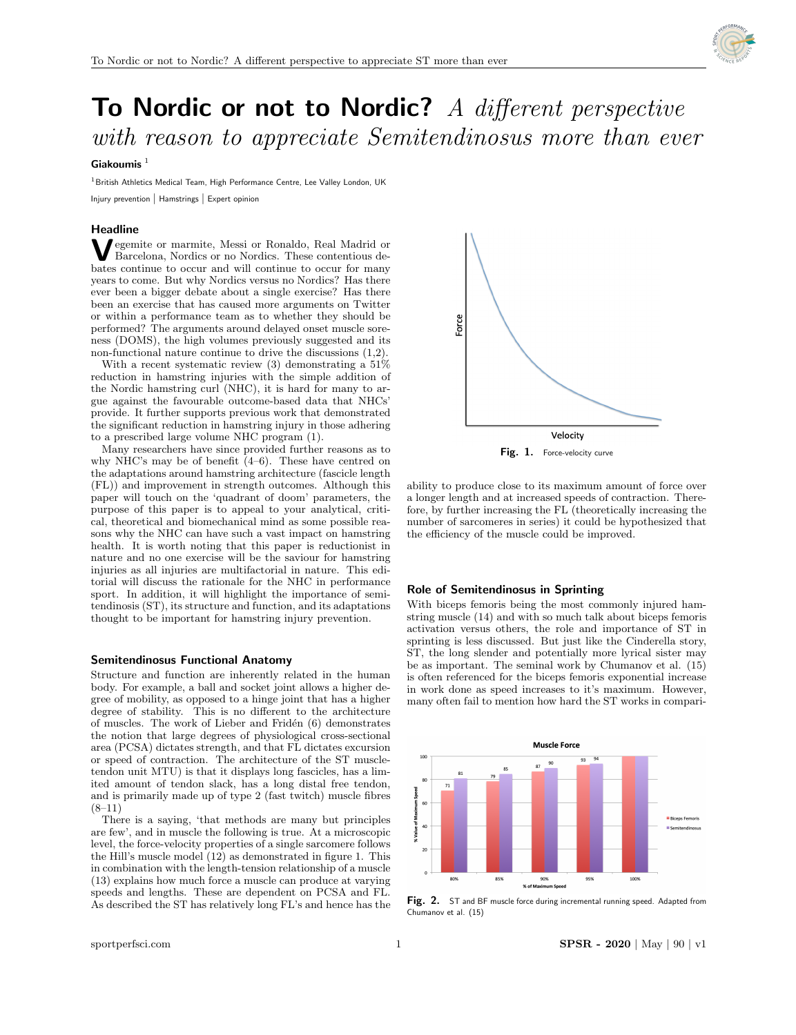# To Nordic or not to Nordic? *A different perspective with reason to appreciate Semitendinosus more than ever*

**Giakoumis** [1]

[1] British Athletics Medical Team, High Performance Centre, Lee Valley London, UK

Injury prevention | Hamstrings | Expert opinion

## Headline

Vegemite or marmite, Messi or Ronaldo, Real Madrid or Barcelona, Nordics or no Nordics. These contentious debates continue to occur and will continue to occur for many years to come. But why Nordics versus no Nordics? Has there ever been a bigger debate about a single exercise? Has there been an exercise that has caused more arguments on Twitter or within a performance team as to whether they should be performed? The arguments around delayed onset muscle soreness (DOMS), the high volumes previously suggested and its non-functional nature continue to drive the discussions (1,2).

With a recent systematic review (3) demonstrating a 51% reduction in hamstring injuries with the simple addition of the Nordic hamstring curl (NHC), it is hard for many to argue against the favourable outcome-based data that NHCs' provide. It further supports previous work that demonstrated the significant reduction in hamstring injury in those adhering to a prescribed large volume NHC program (1).

Many researchers have since provided further reasons as to why NHC's may be of benefit (4–6). These have centred on the adaptations around hamstring architecture (fascicle length (FL)) and improvement in strength outcomes. Although this paper will touch on the 'quadrant of doom' parameters, the purpose of this paper is to appeal to your analytical, critical, theoretical and biomechanical mind as some possible reasons why the NHC can have such a vast impact on hamstring health. It is worth noting that this paper is reductionist in nature and no one exercise will be the saviour for hamstring injuries as all injuries are multifactorial in nature. This editorial will discuss the rationale for the NHC in performance sport. In addition, it will highlight the importance of semitendinosis (ST), its structure and function, and its adaptations thought to be important for hamstring injury prevention.

## Semitendinosus Functional Anatomy

Structure and function are inherently related in the human body. For example, a ball and socket joint allows a higher degree of mobility, as opposed to a hinge joint that has a higher degree of stability. This is no different to the architecture of muscles. The work of Lieber and Fridén (6) demonstrates the notion that large degrees of physiological cross-sectional area (PCSA) dictates strength, and that FL dictates excursion or speed of contraction. The architecture of the ST muscle-tendon unit MTU) is that it displays long fascicles, has a limited amount of tendon slack, has a long distal free tendon, and is primarily made up of type 2 (fast twitch) muscle fibres (8–11)

There is a saying, 'that methods are many but principles are few', and in muscle the following is true. At a microscopic level, the force-velocity properties of a single sarcomere follows the Hill's muscle model (12) as demonstrated in figure 1. This in combination with the length-tension relationship of a muscle (13) explains how much force a muscle can produce at varying speeds and lengths. These are dependent on PCSA and FL. As described the ST has relatively long FL's and hence has the ability to produce close to its maximum amount of force over a longer length and at increased speeds of contraction. Therefore, by further increasing the FL (theoretically increasing the number of sarcomeres in series) it could be hypothesized that the efficiency of the muscle could be improved.

**Fig. 1.** Force-velocity curve

## Role of Semitendinosus in Sprinting

With biceps femoris being the most commonly injured hamstring muscle (14) and with so much talk about biceps femoris activation versus others, the role and importance of ST in sprinting is less discussed. But just like the Cinderella story, ST, the long slender and potentially more lyrical sister may be as important. The seminal work by Chumanov et al. (15) is often referenced for the biceps femoris exponential increase in work done as speed increases to it's maximum. However, many often fail to mention how hard the ST works in compari-

**Fig. 2.** ST and BF muscle force during incremental running speed. Adapted from Chumanov et al. (15)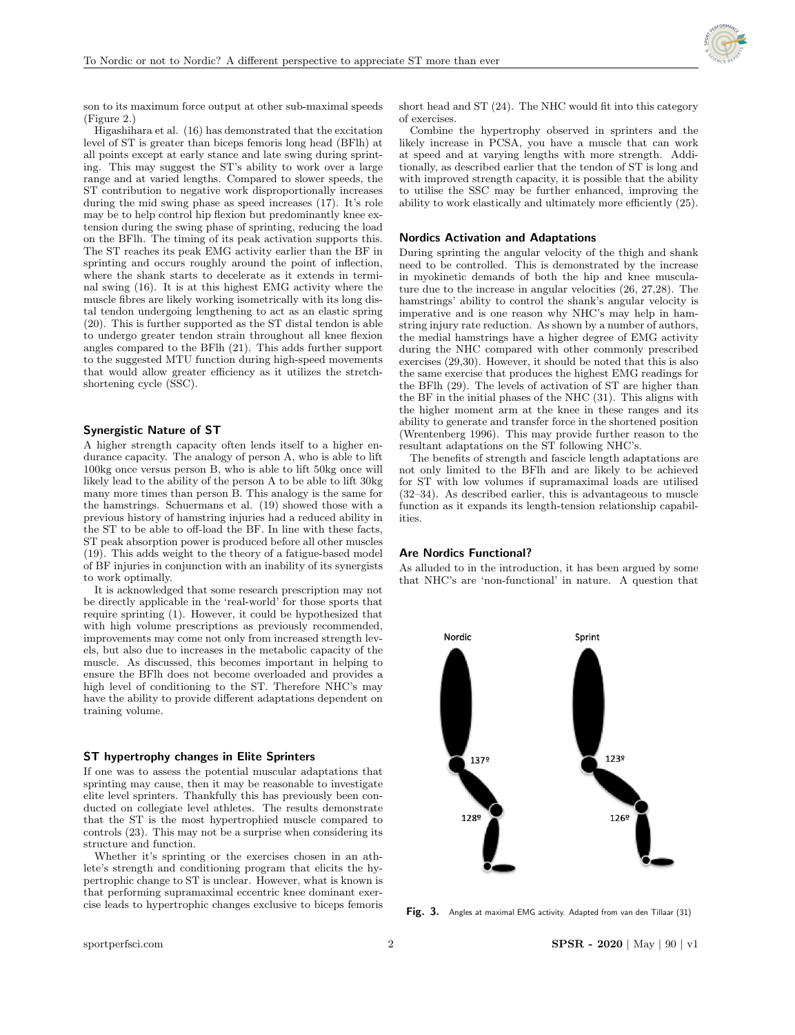son to its maximum force output at other sub-maximal speeds (Figure 2.)

Higashihara et al. (16) has demonstrated that the excitation level of ST is greater than biceps femoris long head (BFlh) at all points except at early stance and late swing during sprinting. This may suggest the ST's ability to work over a large range and at varied lengths. Compared to slower speeds, the ST contribution to negative work disproportionally increases during the mid swing phase as speed increases (17). It's role may be to help control hip flexion but predominantly knee extension during the swing phase of sprinting, reducing the load on the BFlh. The timing of its peak activation supports this. The ST reaches its peak EMG activity earlier than the BF in sprinting and occurs roughly around the point of inflection, where the shank starts to decelerate as it extends in terminal swing (16). It is at this highest EMG activity where the muscle fibres are likely working isometrically with its long distal tendon undergoing lengthening to act as an elastic spring (20). This is further supported as the ST distal tendon is able to undergo greater tendon strain throughout all knee flexion angles compared to the BFlh (21). This adds further support to the suggested MTU function during high-speed movements that would allow greater efficiency as it utilizes the stretch-shortening cycle (SSC).

### Synergistic Nature of ST

A higher strength capacity often lends itself to a higher endurance capacity. The analogy of person A, who is able to lift 100kg once versus person B, who is able to lift 50kg once will likely lead to the ability of the person A to be able to lift 30kg many more times than person B. This analogy is the same for the hamstrings. Schuermans et al. (19) showed those with a previous history of hamstring injuries had a reduced ability in the ST to be able to off-load the BF. In line with these facts, ST peak absorption power is produced before all other muscles (19). This adds weight to the theory of a fatigue-based model of BF injuries in conjunction with an inability of its synergists to work optimally.

It is acknowledged that some research prescription may not be directly applicable in the 'real-world' for those sports that require sprinting (1). However, it could be hypothesized that with high volume prescriptions as previously recommended, improvements may come not only from increased strength levels, but also due to increases in the metabolic capacity of the muscle. As discussed, this becomes important in helping to ensure the BFlh does not become overloaded and provides a high level of conditioning to the ST. Therefore NHC's may have the ability to provide different adaptations dependent on training volume.

### ST hypertrophy changes in Elite Sprinters

If one was to assess the potential muscular adaptations that sprinting may cause, then it may be reasonable to investigate elite level sprinters. Thankfully this has previously been conducted on collegiate level athletes. The results demonstrate that the ST is the most hypertrophied muscle compared to controls (23). This may not be a surprise when considering its structure and function.

Whether it's sprinting or the exercises chosen in an athlete's strength and conditioning program that elicits the hypertrophic change to ST is unclear. However, what is known is that performing supramaximal eccentric knee dominant exercise leads to hypertrophic changes exclusive to biceps femoris short head and ST (24). The NHC would fit into this category of exercises.

Combine the hypertrophy observed in sprinters and the likely increase in PCSA, you have a muscle that can work at speed and at varying lengths with more strength. Additionally, as described earlier that the tendon of ST is long and with improved strength capacity, it is possible that the ability to utilise the SSC may be further enhanced, improving the ability to work elastically and ultimately more efficiently (25).

### Nordics Activation and Adaptations

During sprinting the angular velocity of the thigh and shank need to be controlled. This is demonstrated by the increase in myokinetic demands of both the hip and knee musculature due to the increase in angular velocities (26, 27,28). The hamstrings' ability to control the shank's angular velocity is imperative and is one reason why NHC's may help in hamstring injury rate reduction. As shown by a number of authors, the medial hamstrings have a higher degree of EMG activity during the NHC compared with other commonly prescribed exercises (29,30). However, it should be noted that this is also the same exercise that produces the highest EMG readings for the BFlh (29). The levels of activation of ST are higher than the BF in the initial phases of the NHC (31). This aligns with the higher moment arm at the knee in these ranges and its ability to generate and transfer force in the shortened position (Wrentenberg 1996). This may provide further reason to the resultant adaptations on the ST following NHC's.

The benefits of strength and fascicle length adaptations are not only limited to the BFlh and are likely to be achieved for ST with low volumes if supramaximal loads are utilised (32–34). As described earlier, this is advantageous to muscle function as it expands its length-tension relationship capabilities.

### Are Nordics Functional?

As alluded to in the introduction, it has been argued by some that NHC's are 'non-functional' in nature. A question that

Nordic: 137º, 128º — Sprint: 123º, 126º

**Fig. 3.** Angles at maximal EMG activity. Adapted from van den Tillaar (31)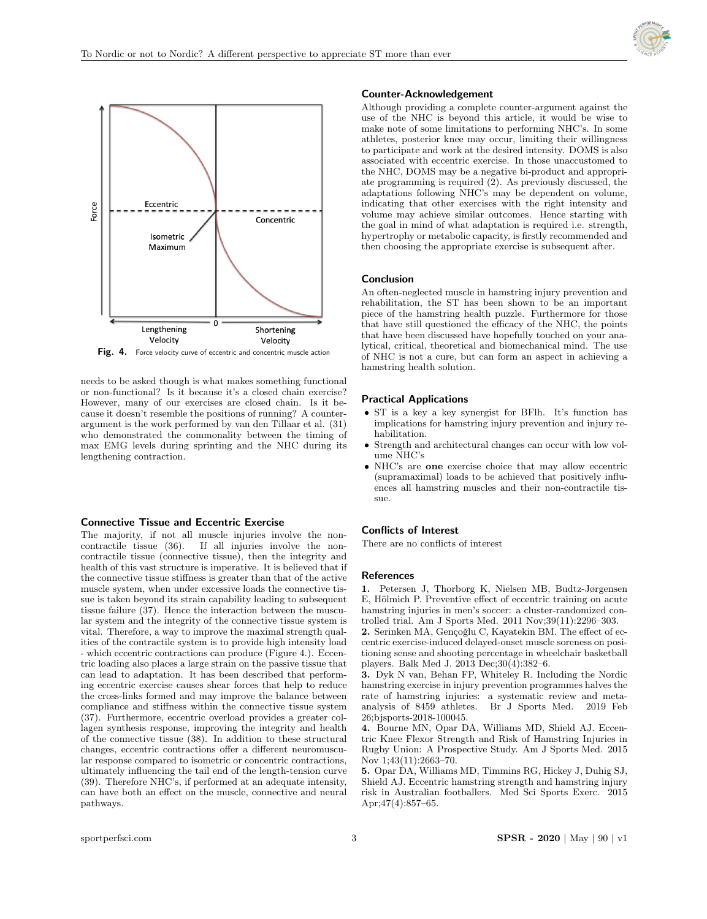Fig. 4. Force velocity curve of eccentric and concentric muscle action

needs to be asked though is what makes something functional or non-functional? Is it because it's a closed chain exercise? However, many of our exercises are closed chain. Is it because it doesn't resemble the positions of running? A counter-argument is the work performed by van den Tillaar et al. (31) who demonstrated the commonality between the timing of max EMG levels during sprinting and the NHC during its lengthening contraction.

## Connective Tissue and Eccentric Exercise

The majority, if not all muscle injuries involve the non-contractile tissue (36). If all injuries involve the non-contractile tissue (connective tissue), then the integrity and health of this vast structure is imperative. It is believed that if the connective tissue stiffness is greater than that of the active muscle system, when under excessive loads the connective tissue is taken beyond its strain capability leading to subsequent tissue failure (37). Hence the interaction between the muscular system and the integrity of the connective tissue system is vital. Therefore, a way to improve the maximal strength qualities of the contractile system is to provide high intensity load - which eccentric contractions can produce (Figure 4.). Eccentric loading also places a large strain on the passive tissue that can lead to adaptation. It has been described that performing eccentric exercise causes shear forces that help to reduce the cross-links formed and may improve the balance between compliance and stiffness within the connective tissue system (37). Furthermore, eccentric overload provides a greater collagen synthesis response, improving the integrity and health of the connective tissue (38). In addition to these structural changes, eccentric contractions offer a different neuromuscular response compared to isometric or concentric contractions, ultimately influencing the tail end of the length-tension curve (39). Therefore NHC's, if performed at an adequate intensity, can have both an effect on the muscle, connective and neural pathways.

## Counter-Acknowledgement

Although providing a complete counter-argument against the use of the NHC is beyond this article, it would be wise to make note of some limitations to performing NHC's. In some athletes, posterior knee may occur, limiting their willingness to participate and work at the desired intensity. DOMS is also associated with eccentric exercise. In those unaccustomed to the NHC, DOMS may be a negative bi-product and appropriate programming is required (2). As previously discussed, the adaptations following NHC's may be dependent on volume, indicating that other exercises with the right intensity and volume may achieve similar outcomes. Hence starting with the goal in mind of what adaptation is required i.e. strength, hypertrophy or metabolic capacity, is firstly recommended and then choosing the appropriate exercise is subsequent after.

## Conclusion

An often-neglected muscle in hamstring injury prevention and rehabilitation, the ST has been shown to be an important piece of the hamstring health puzzle. Furthermore for those that have still questioned the efficacy of the NHC, the points that have been discussed have hopefully touched on your analytical, critical, theoretical and biomechanical mind. The use of NHC is not a cure, but can form an aspect in achieving a hamstring health solution.

## Practical Applications

- ST is a key a key synergist for BFlh. It's function has implications for hamstring injury prevention and injury rehabilitation.
- Strength and architectural changes can occur with low volume NHC's
- NHC's are **one** exercise choice that may allow eccentric (supramaximal) loads to be achieved that positively influences all hamstring muscles and their non-contractile tissue.

## Conflicts of Interest

There are no conflicts of interest

## References

**1.** Petersen J, Thorborg K, Nielsen MB, Budtz-Jørgensen E, Hölmich P. Preventive effect of eccentric training on acute hamstring injuries in men's soccer: a cluster-randomized controlled trial. Am J Sports Med. 2011 Nov;39(11):2296–303.

**2.** Serinken MA, Gençoğlu C, Kayatekin BM. The effect of eccentric exercise-induced delayed-onset muscle soreness on positioning sense and shooting percentage in wheelchair basketball players. Balk Med J. 2013 Dec;30(4):382–6.

**3.** Dyk N van, Behan FP, Whiteley R. Including the Nordic hamstring exercise in injury prevention programmes halves the rate of hamstring injuries: a systematic review and meta-analysis of 8459 athletes. Br J Sports Med. 2019 Feb 26;bjsports-2018-100045.

**4.** Bourne MN, Opar DA, Williams MD, Shield AJ. Eccentric Knee Flexor Strength and Risk of Hamstring Injuries in Rugby Union: A Prospective Study. Am J Sports Med. 2015 Nov 1;43(11):2663–70.

**5.** Opar DA, Williams MD, Timmins RG, Hickey J, Duhig SJ, Shield AJ. Eccentric hamstring strength and hamstring injury risk in Australian footballers. Med Sci Sports Exerc. 2015 Apr;47(4):857–65.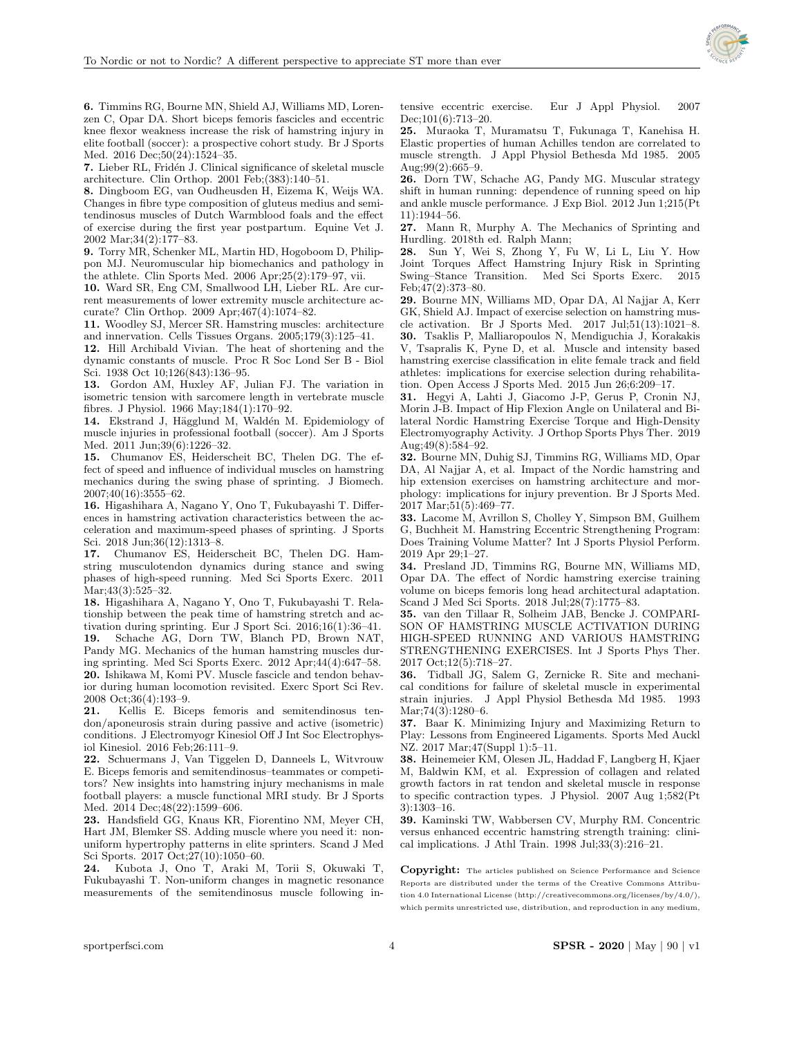**6.** Timmins RG, Bourne MN, Shield AJ, Williams MD, Lorenzen C, Opar DA. Short biceps femoris fascicles and eccentric knee flexor weakness increase the risk of hamstring injury in elite football (soccer): a prospective cohort study. Br J Sports Med. 2016 Dec;50(24):1524–35.

**7.** Lieber RL, Fridén J. Clinical significance of skeletal muscle architecture. Clin Orthop. 2001 Feb;(383):140–51.

**8.** Dingboom EG, van Oudheusden H, Eizema K, Weijs WA. Changes in fibre type composition of gluteus medius and semitendinosus muscles of Dutch Warmblood foals and the effect of exercise during the first year postpartum. Equine Vet J. 2002 Mar;34(2):177–83.

**9.** Torry MR, Schenker ML, Martin HD, Hogoboom D, Philippon MJ. Neuromuscular hip biomechanics and pathology in the athlete. Clin Sports Med. 2006 Apr;25(2):179–97, vii.

**10.** Ward SR, Eng CM, Smallwood LH, Lieber RL. Are current measurements of lower extremity muscle architecture accurate? Clin Orthop. 2009 Apr;467(4):1074–82.

**11.** Woodley SJ, Mercer SR. Hamstring muscles: architecture and innervation. Cells Tissues Organs. 2005;179(3):125–41.

**12.** Hill Archibald Vivian. The heat of shortening and the dynamic constants of muscle. Proc R Soc Lond Ser B - Biol Sci. 1938 Oct 10;126(843):136–95.

**13.** Gordon AM, Huxley AF, Julian FJ. The variation in isometric tension with sarcomere length in vertebrate muscle fibres. J Physiol. 1966 May;184(1):170–92.

**14.** Ekstrand J, Hägglund M, Waldén M. Epidemiology of muscle injuries in professional football (soccer). Am J Sports Med. 2011 Jun;39(6):1226–32.

**15.** Chumanov ES, Heiderscheit BC, Thelen DG. The effect of speed and influence of individual muscles on hamstring mechanics during the swing phase of sprinting. J Biomech. 2007;40(16):3555–62.

**16.** Higashihara A, Nagano Y, Ono T, Fukubayashi T. Differences in hamstring activation characteristics between the acceleration and maximum-speed phases of sprinting. J Sports Sci. 2018 Jun;36(12):1313–8.

**17.** Chumanov ES, Heiderscheit BC, Thelen DG. Hamstring musculotendon dynamics during stance and swing phases of high-speed running. Med Sci Sports Exerc. 2011 Mar;43(3):525–32.

**18.** Higashihara A, Nagano Y, Ono T, Fukubayashi T. Relationship between the peak time of hamstring stretch and activation during sprinting. Eur J Sport Sci. 2016;16(1):36–41.

**19.** Schache AG, Dorn TW, Blanch PD, Brown NAT, Pandy MG. Mechanics of the human hamstring muscles during sprinting. Med Sci Sports Exerc. 2012 Apr;44(4):647–58.

**20.** Ishikawa M, Komi PV. Muscle fascicle and tendon behavior during human locomotion revisited. Exerc Sport Sci Rev. 2008 Oct;36(4):193–9.

**21.** Kellis E. Biceps femoris and semitendinosus tendon/aponeurosis strain during passive and active (isometric) conditions. J Electromyogr Kinesiol Off J Int Soc Electrophysiol Kinesiol. 2016 Feb;26:111–9.

**22.** Schuermans J, Van Tiggelen D, Danneels L, Witvrouw E. Biceps femoris and semitendinosus–teammates or competitors? New insights into hamstring injury mechanisms in male football players: a muscle functional MRI study. Br J Sports Med. 2014 Dec;48(22):1599–606.

**23.** Handsfield GG, Knaus KR, Fiorentino NM, Meyer CH, Hart JM, Blemker SS. Adding muscle where you need it: non-uniform hypertrophy patterns in elite sprinters. Scand J Med Sci Sports. 2017 Oct;27(10):1050–60.

**24.** Kubota J, Ono T, Araki M, Torii S, Okuwaki T, Fukubayashi T. Non-uniform changes in magnetic resonance measurements of the semitendinosus muscle following intensive eccentric exercise. Eur J Appl Physiol. 2007 Dec;101(6):713–20.

**25.** Muraoka T, Muramatsu T, Fukunaga T, Kanehisa H. Elastic properties of human Achilles tendon are correlated to muscle strength. J Appl Physiol Bethesda Md 1985. 2005 Aug;99(2):665–9.

**26.** Dorn TW, Schache AG, Pandy MG. Muscular strategy shift in human running: dependence of running speed on hip and ankle muscle performance. J Exp Biol. 2012 Jun 1;215(Pt 11):1944–56.

**27.** Mann R, Murphy A. The Mechanics of Sprinting and Hurdling. 2018th ed. Ralph Mann;

**28.** Sun Y, Wei S, Zhong Y, Fu W, Li L, Liu Y. How Joint Torques Affect Hamstring Injury Risk in Sprinting Swing–Stance Transition. Med Sci Sports Exerc. 2015 Feb;47(2):373–80.

**29.** Bourne MN, Williams MD, Opar DA, Al Najjar A, Kerr GK, Shield AJ. Impact of exercise selection on hamstring muscle activation. Br J Sports Med. 2017 Jul;51(13):1021–8.

**30.** Tsaklis P, Malliaropoulos N, Mendiguchia J, Korakakis V, Tsapralis K, Pyne D, et al. Muscle and intensity based hamstring exercise classification in elite female track and field athletes: implications for exercise selection during rehabilitation. Open Access J Sports Med. 2015 Jun 26;6:209–17.

**31.** Hegyi A, Lahti J, Giacomo J-P, Gerus P, Cronin NJ, Morin J-B. Impact of Hip Flexion Angle on Unilateral and Bilateral Nordic Hamstring Exercise Torque and High-Density Electromyography Activity. J Orthop Sports Phys Ther. 2019 Aug;49(8):584–92.

**32.** Bourne MN, Duhig SJ, Timmins RG, Williams MD, Opar DA, Al Najjar A, et al. Impact of the Nordic hamstring and hip extension exercises on hamstring architecture and morphology: implications for injury prevention. Br J Sports Med. 2017 Mar;51(5):469–77.

**33.** Lacome M, Avrillon S, Cholley Y, Simpson BM, Guilhem G, Buchheit M. Hamstring Eccentric Strengthening Program: Does Training Volume Matter? Int J Sports Physiol Perform. 2019 Apr 29;1–27.

**34.** Presland JD, Timmins RG, Bourne MN, Williams MD, Opar DA. The effect of Nordic hamstring exercise training volume on biceps femoris long head architectural adaptation. Scand J Med Sci Sports. 2018 Jul;28(7):1775–83.

**35.** van den Tillaar R, Solheim JAB, Bencke J. COMPARISON OF HAMSTRING MUSCLE ACTIVATION DURING HIGH-SPEED RUNNING AND VARIOUS HAMSTRING STRENGTHENING EXERCISES. Int J Sports Phys Ther. 2017 Oct;12(5):718–27.

**36.** Tidball JG, Salem G, Zernicke R. Site and mechanical conditions for failure of skeletal muscle in experimental strain injuries. J Appl Physiol Bethesda Md 1985. 1993 Mar;74(3):1280–6.

**37.** Baar K. Minimizing Injury and Maximizing Return to Play: Lessons from Engineered Ligaments. Sports Med Auckl NZ. 2017 Mar;47(Suppl 1):5–11.

**38.** Heinemeier KM, Olesen JL, Haddad F, Langberg H, Kjaer M, Baldwin KM, et al. Expression of collagen and related growth factors in rat tendon and skeletal muscle in response to specific contraction types. J Physiol. 2007 Aug 1;582(Pt 3):1303–16.

**39.** Kaminski TW, Wabbersen CV, Murphy RM. Concentric versus enhanced eccentric hamstring strength training: clinical implications. J Athl Train. 1998 Jul;33(3):216–21.

**Copyright:** The articles published on Science Performance and Science Reports are distributed under the terms of the Creative Commons Attribution 4.0 International License (http://creativecommons.org/licenses/by/4.0/), which permits unrestricted use, distribution, and reproduction in any medium,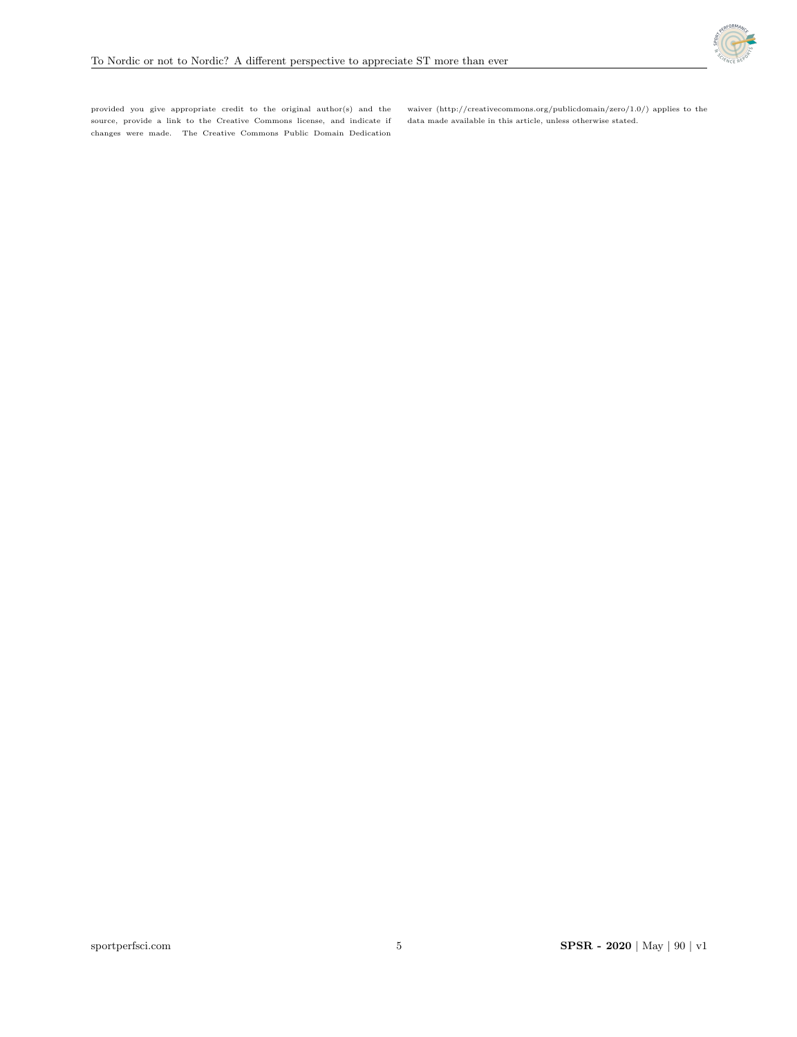provided you give appropriate credit to the original author(s) and the source, provide a link to the Creative Commons license, and indicate if changes were made. The Creative Commons Public Domain Dedication waiver (http://creativecommons.org/publicdomain/zero/1.0/) applies to the data made available in this article, unless otherwise stated.